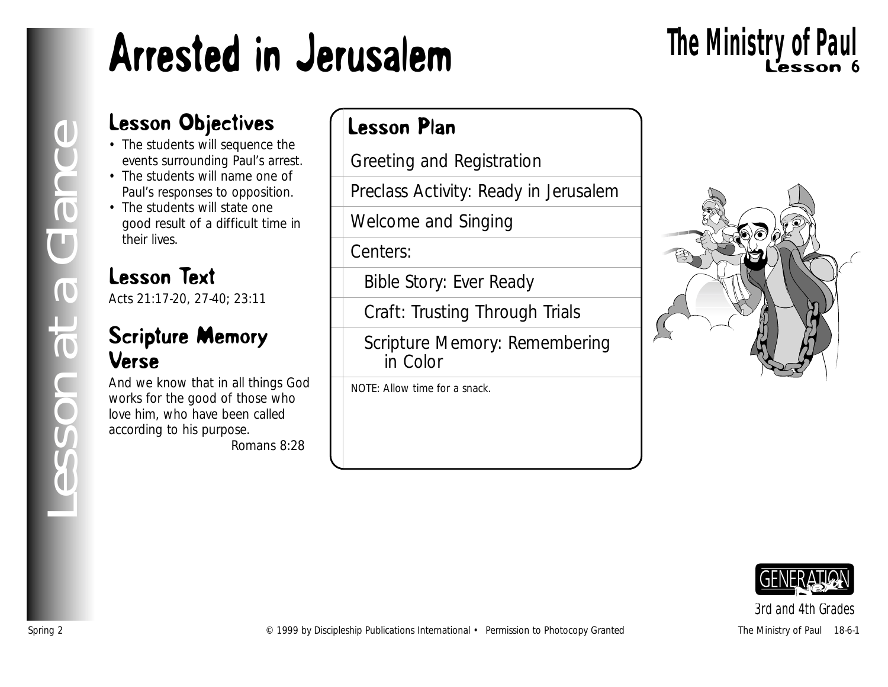# Arrested in Jerusalem

## The Ministry of Paul
Lesson 6

Lesson at a Glance

### Lesson Objectives

- The students will sequence the events surrounding Paul's arrest.
- The students will name one of Paul's responses to opposition.
- The students will state one good result of a difficult time in their lives.

### Lesson Text

Acts 21:17-20, 27-40; 23:11

### Scripture Memory Verse

And we know that in all things God works for the good of those who love him, who have been called according to his purpose.
Romans 8:28

### Lesson Plan

- Greeting and Registration
- Preclass Activity: Ready in Jerusalem
- Welcome and Singing
- Centers:
  - Bible Story: Ever Ready
  - Craft: Trusting Through Trials
  - Scripture Memory: Remembering in Color

NOTE: Allow time for a snack.

GENERATION Next
3rd and 4th Grades

Spring 2 © 1999 by Discipleship Publications International • Permission to Photocopy Granted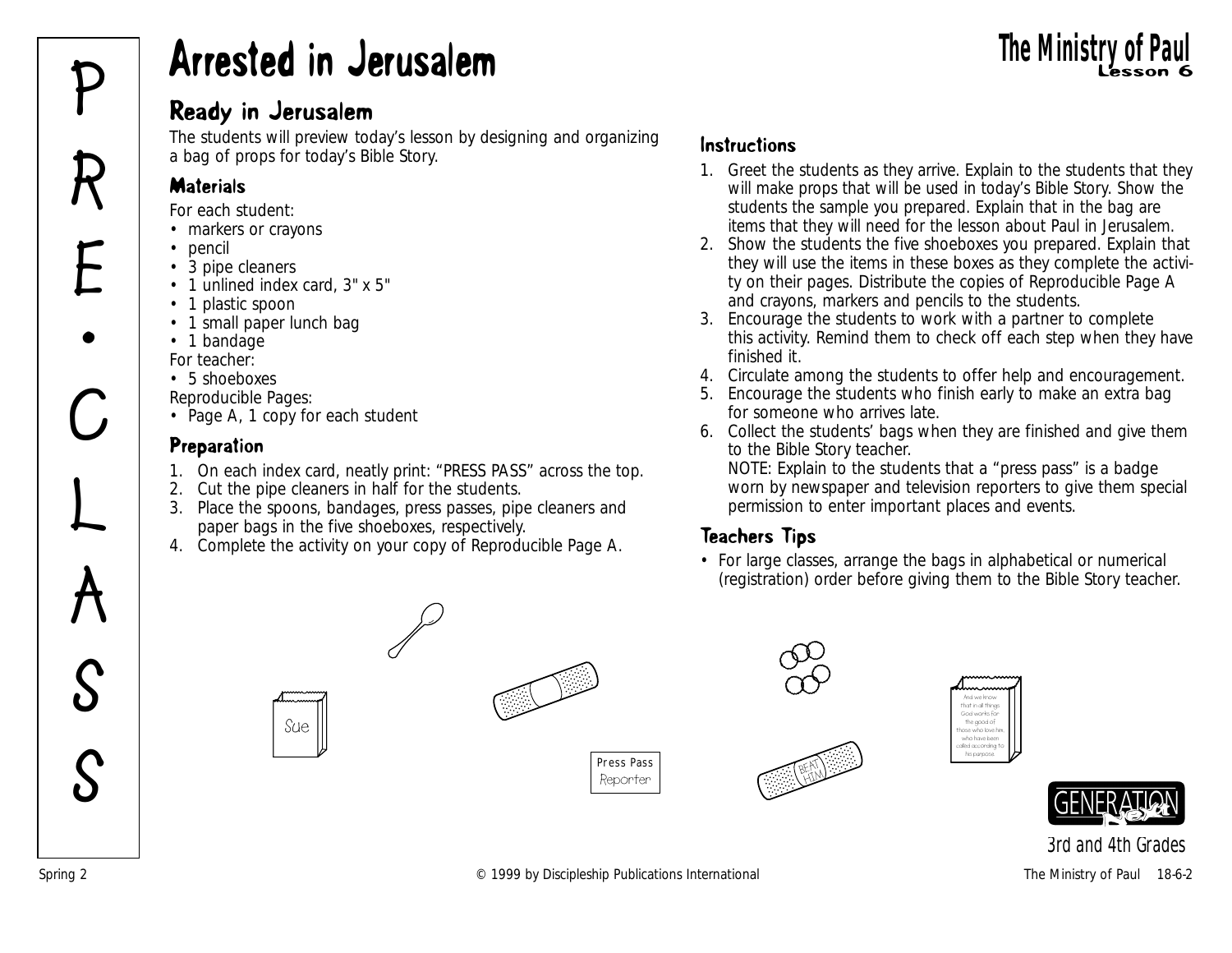# Arrested in Jerusalem

The Ministry of Paul
Lesson 6

PRE•CLASS

## Ready in Jerusalem

The students will preview today's lesson by designing and organizing a bag of props for today's Bible Story.

### Materials

For each student:

- markers or crayons
- pencil
- 3 pipe cleaners
- 1 unlined index card, 3" x 5"
- 1 plastic spoon
- 1 small paper lunch bag
- 1 bandage

For teacher:

- 5 shoeboxes

Reproducible Pages:

- Page A, 1 copy for each student

### Preparation

1. On each index card, neatly print: "PRESS PASS" across the top.
2. Cut the pipe cleaners in half for the students.
3. Place the spoons, bandages, press passes, pipe cleaners and paper bags in the five shoeboxes, respectively.
4. Complete the activity on your copy of Reproducible Page A.

### Instructions

1. Greet the students as they arrive. Explain to the students that they will make props that will be used in today's Bible Story. Show the students the sample you prepared. Explain that in the bag are items that they will need for the lesson about Paul in Jerusalem.
2. Show the students the five shoeboxes you prepared. Explain that they will use the items in these boxes as they complete the activity on their pages. Distribute the copies of Reproducible Page A and crayons, markers and pencils to the students.
3. Encourage the students to work with a partner to complete this activity. Remind them to check off each step when they have finished it.
4. Circulate among the students to offer help and encouragement.
5. Encourage the students who finish early to make an extra bag for someone who arrives late.
6. Collect the students' bags when they are finished and give them to the Bible Story teacher.
   NOTE: Explain to the students that a "press pass" is a badge worn by newspaper and television reporters to give them special permission to enter important places and events.

### Teachers Tips

- For large classes, arrange the bags in alphabetical or numerical (registration) order before giving them to the Bible Story teacher.

Sue

Press Pass
Reporter

BEAT HIM

And we know that in all things God works for the good of those who love him, who have been called according to his purpose.

GENERATION Next

3rd and 4th Grades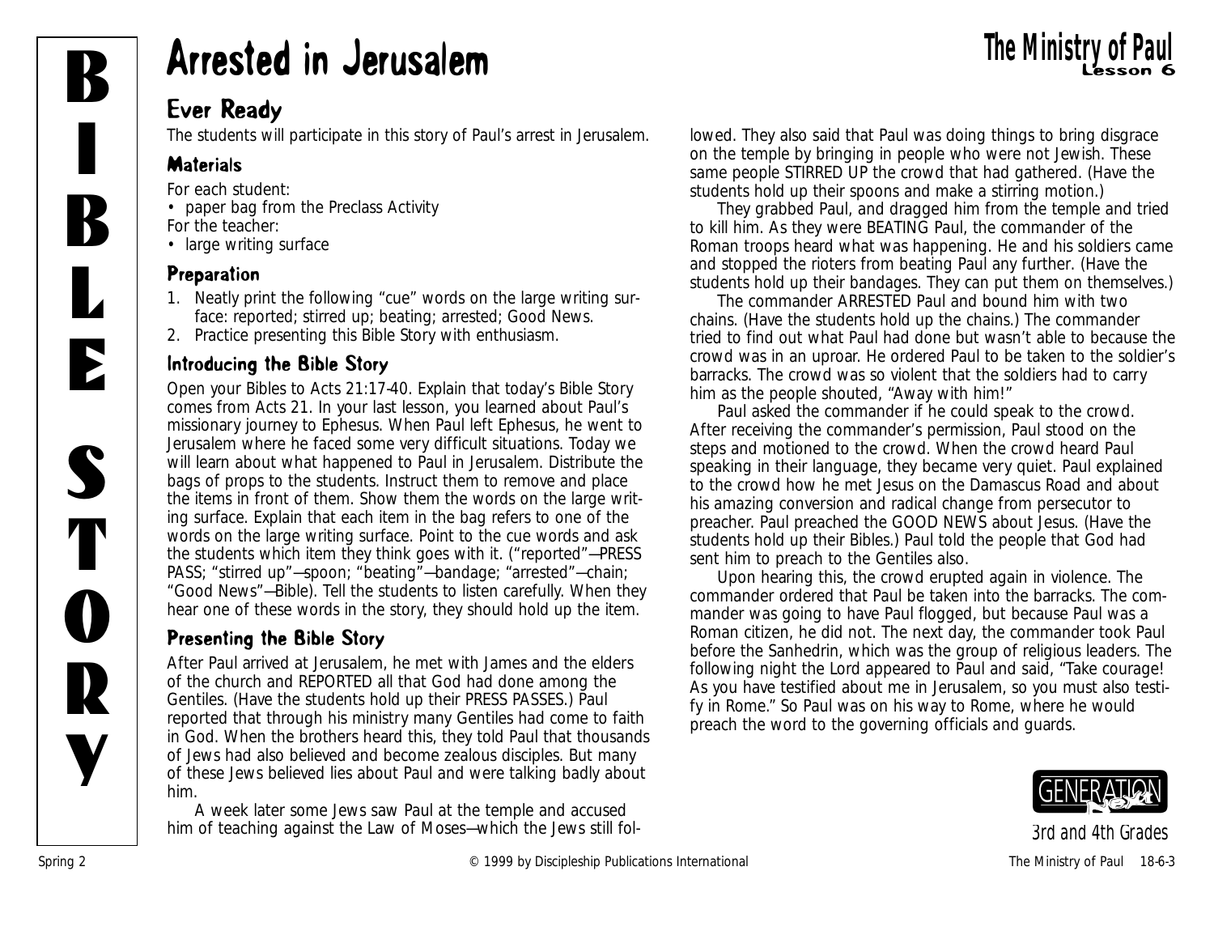# Arrested in Jerusalem

## Ever Ready

The students will participate in this story of Paul's arrest in Jerusalem.

### Materials

For each student:
• paper bag from the Preclass Activity
For the teacher:
• large writing surface

### Preparation

1. Neatly print the following "cue" words on the large writing surface: reported; stirred up; beating; arrested; Good News.
2. Practice presenting this Bible Story with enthusiasm.

### Introducing the Bible Story

Open your Bibles to Acts 21:17-40. Explain that today's Bible Story comes from Acts 21. In your last lesson, you learned about Paul's missionary journey to Ephesus. When Paul left Ephesus, he went to Jerusalem where he faced some very difficult situations. Today we will learn about what happened to Paul in Jerusalem. Distribute the bags of props to the students. Instruct them to remove and place the items in front of them. Show them the words on the large writing surface. Explain that each item in the bag refers to one of the words on the large writing surface. Point to the cue words and ask the students which item they think goes with it. ("reported"—PRESS PASS; "stirred up"—spoon; "beating"—bandage; "arrested"—chain; "Good News"—Bible). Tell the students to listen carefully. When they hear one of these words in the story, they should hold up the item.

### Presenting the Bible Story

After Paul arrived at Jerusalem, he met with James and the elders of the church and REPORTED all that God had done among the Gentiles. (Have the students hold up their PRESS PASSES.) Paul reported that through his ministry many Gentiles had come to faith in God. When the brothers heard this, they told Paul that thousands of Jews had also believed and become zealous disciples. But many of these Jews believed lies about Paul and were talking badly about him.

A week later some Jews saw Paul at the temple and accused him of teaching against the Law of Moses—which the Jews still followed. They also said that Paul was doing things to bring disgrace on the temple by bringing in people who were not Jewish. These same people STIRRED UP the crowd that had gathered. (Have the students hold up their spoons and make a stirring motion.)

They grabbed Paul, and dragged him from the temple and tried to kill him. As they were BEATING Paul, the commander of the Roman troops heard what was happening. He and his soldiers came and stopped the rioters from beating Paul any further. (Have the students hold up their bandages. They can put them on themselves.)

The commander ARRESTED Paul and bound him with two chains. (Have the students hold up the chains.) The commander tried to find out what Paul had done but wasn't able to because the crowd was in an uproar. He ordered Paul to be taken to the soldier's barracks. The crowd was so violent that the soldiers had to carry him as the people shouted, "Away with him!"

Paul asked the commander if he could speak to the crowd. After receiving the commander's permission, Paul stood on the steps and motioned to the crowd. When the crowd heard Paul speaking in their language, they became very quiet. Paul explained to the crowd how he met Jesus on the Damascus Road and about his amazing conversion and radical change from persecutor to preacher. Paul preached the GOOD NEWS about Jesus. (Have the students hold up their Bibles.) Paul told the people that God had sent him to preach to the Gentiles also.

Upon hearing this, the crowd erupted again in violence. The commander ordered that Paul be taken into the barracks. The commander was going to have Paul flogged, but because Paul was a Roman citizen, he did not. The next day, the commander took Paul before the Sanhedrin, which was the group of religious leaders. The following night the Lord appeared to Paul and said, "Take courage! As you have testified about me in Jerusalem, so you must also testify in Rome." So Paul was on his way to Rome, where he would preach the word to the governing officials and guards.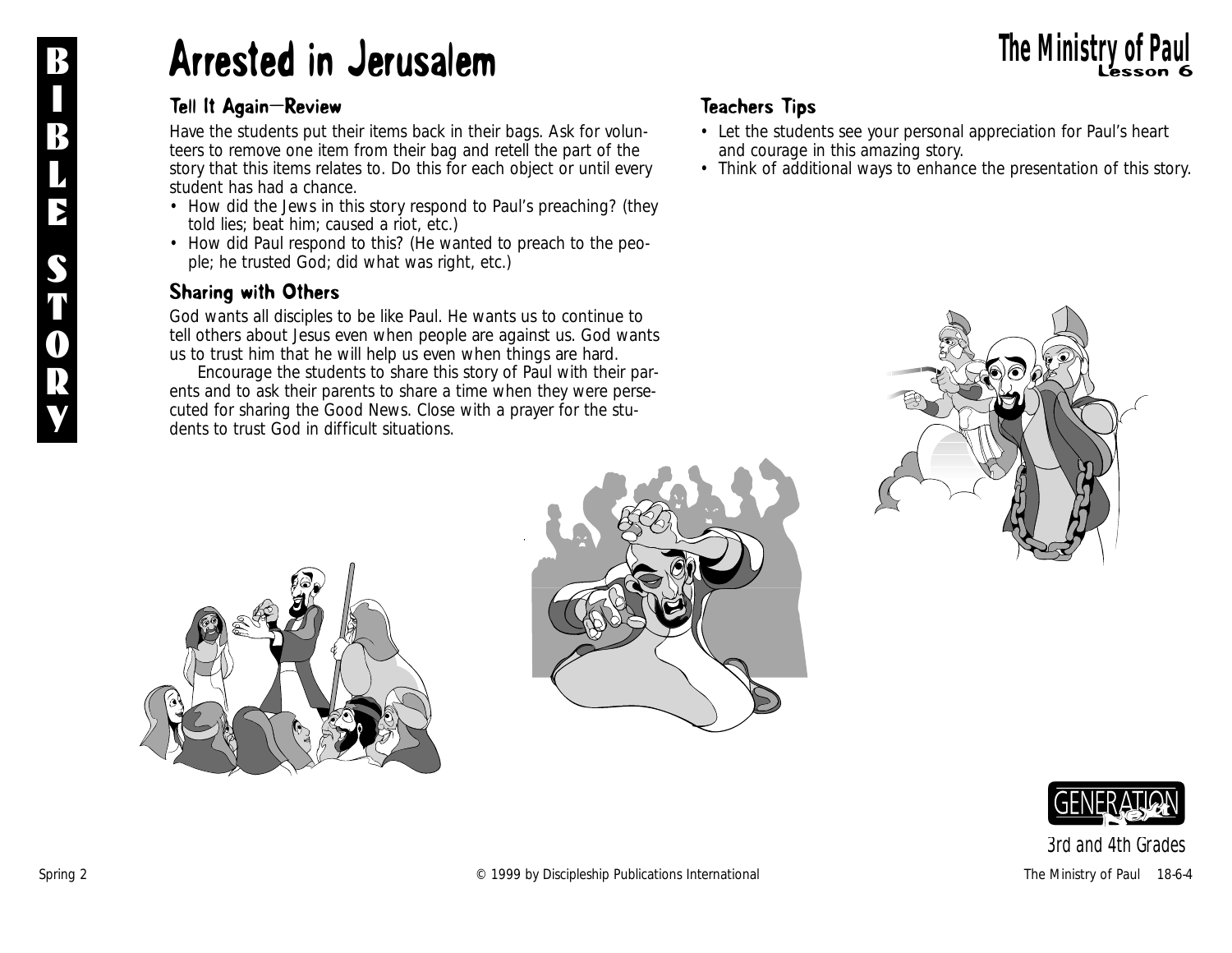# Arrested in Jerusalem

## The Ministry of Paul
**Lesson 6**

### Tell It Again—Review

Have the students put their items back in their bags. Ask for volunteers to remove one item from their bag and retell the part of the story that this items relates to. Do this for each object or until every student has had a chance.

- How did the Jews in this story respond to Paul's preaching? (they told lies; beat him; caused a riot, etc.)
- How did Paul respond to this? (He wanted to preach to the people; he trusted God; did what was right, etc.)

### Sharing with Others

God wants all disciples to be like Paul. He wants us to continue to tell others about Jesus even when people are against us. God wants us to trust him that he will help us even when things are hard.

Encourage the students to share this story of Paul with their parents and to ask their parents to share a time when they were persecuted for sharing the Good News. Close with a prayer for the students to trust God in difficult situations.

### Teachers Tips

- Let the students see your personal appreciation for Paul's heart and courage in this amazing story.
- Think of additional ways to enhance the presentation of this story.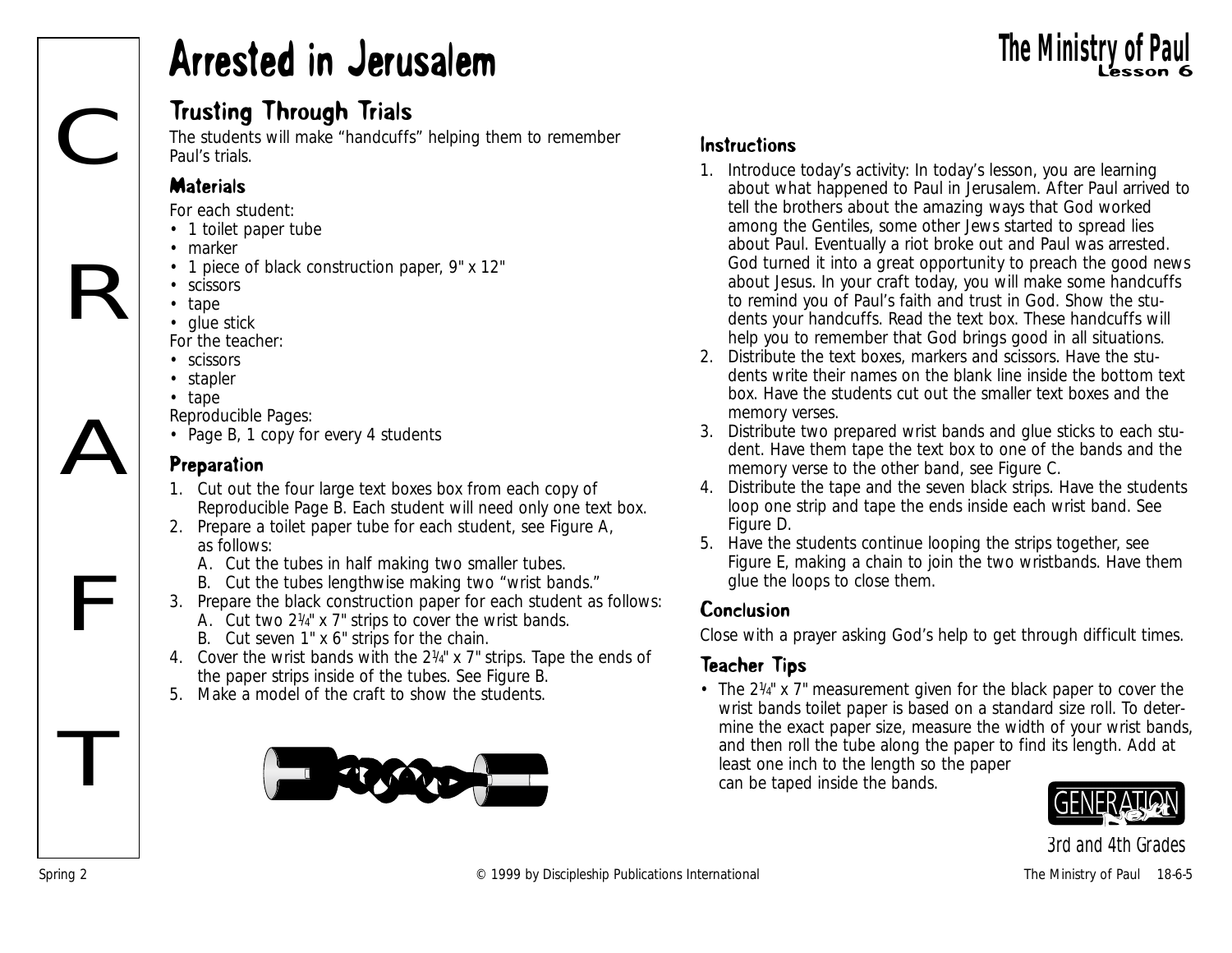# Arrested in Jerusalem

## Trusting Through Trials

The students will make “handcuffs” helping them to remember Paul’s trials.

### Materials

For each student:
- 1 toilet paper tube
- marker
- 1 piece of black construction paper, 9" x 12"
- scissors
- tape
- glue stick

For the teacher:
- scissors
- stapler
- tape

Reproducible Pages:
- Page B, 1 copy for every 4 students

### Preparation

1. Cut out the four large text boxes box from each copy of Reproducible Page B. Each student will need only one text box.
2. Prepare a toilet paper tube for each student, see Figure A, as follows:
   A. Cut the tubes in half making two smaller tubes.
   B. Cut the tubes lengthwise making two “wrist bands.”
3. Prepare the black construction paper for each student as follows:
   A. Cut two 2¼" x 7" strips to cover the wrist bands.
   B. Cut seven 1" x 6" strips for the chain.
4. Cover the wrist bands with the 2¼" x 7" strips. Tape the ends of the paper strips inside of the tubes. See Figure B.
5. Make a model of the craft to show the students.

### Instructions

1. Introduce today’s activity: In today’s lesson, you are learning about what happened to Paul in Jerusalem. After Paul arrived to tell the brothers about the amazing ways that God worked among the Gentiles, some other Jews started to spread lies about Paul. Eventually a riot broke out and Paul was arrested. God turned it into a great opportunity to preach the good news about Jesus. In your craft today, you will make some handcuffs to remind you of Paul’s faith and trust in God. Show the students your handcuffs. Read the text box. These handcuffs will help you to remember that God brings good in all situations.
2. Distribute the text boxes, markers and scissors. Have the students write their names on the blank line inside the bottom text box. Have the students cut out the smaller text boxes and the memory verses.
3. Distribute two prepared wrist bands and glue sticks to each student. Have them tape the text box to one of the bands and the memory verse to the other band, see Figure C.
4. Distribute the tape and the seven black strips. Have the students loop one strip and tape the ends inside each wrist band. See Figure D.
5. Have the students continue looping the strips together, see Figure E, making a chain to join the two wristbands. Have them glue the loops to close them.

### Conclusion

Close with a prayer asking God’s help to get through difficult times.

### Teacher Tips

- The 2¼" x 7" measurement given for the black paper to cover the wrist bands toilet paper is based on a standard size roll. To determine the exact paper size, measure the width of your wrist bands, and then roll the tube along the paper to find its length. Add at least one inch to the length so the paper can be taped inside the bands.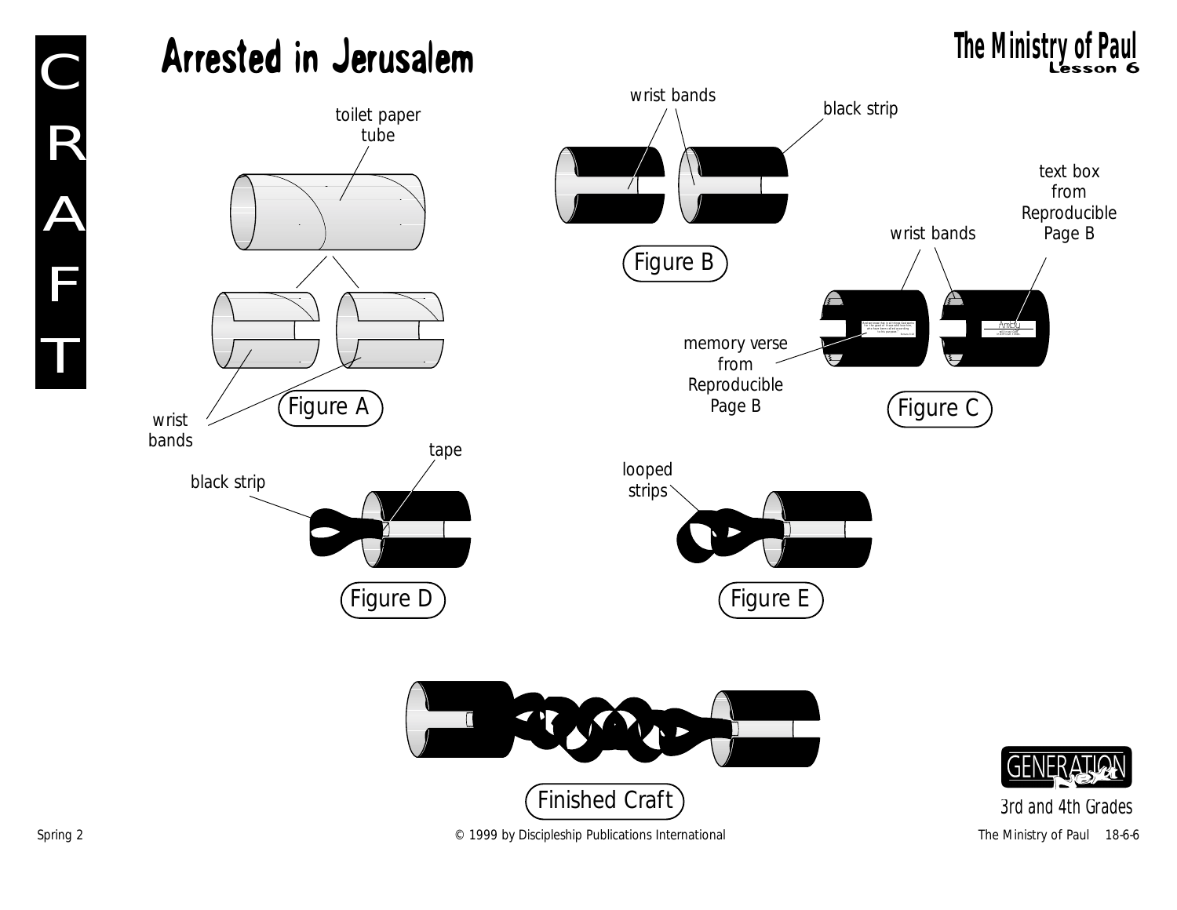# Arrested in Jerusalem

CRAFT

toilet paper tube

wrist bands

Figure A

wrist bands

black strip

Figure B

text box from Reproducible Page B

wrist bands

memory verse from Reproducible Page B

Figure C

black strip

tape

Figure D

looped strips

Figure E

Finished Craft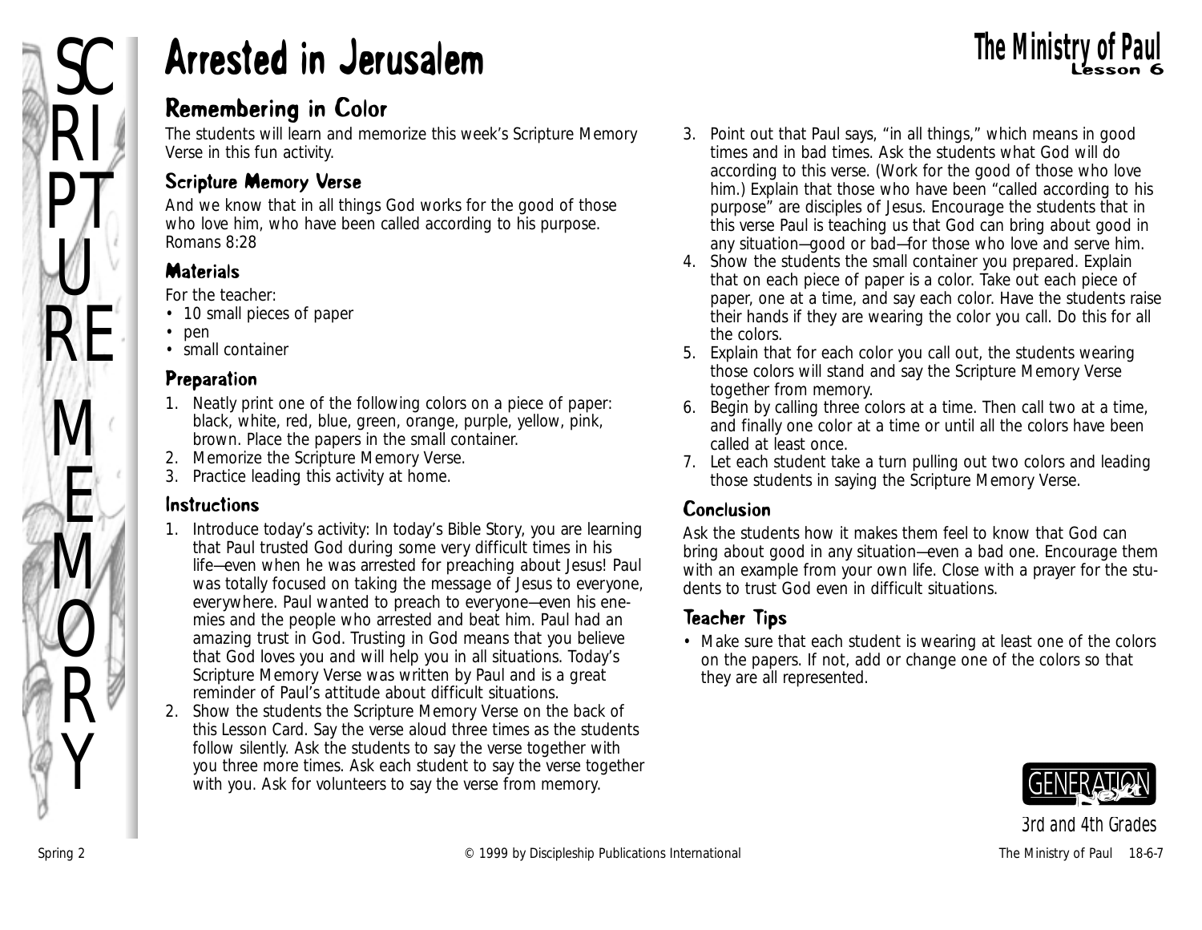# Arrested in Jerusalem

## Remembering in Color

The students will learn and memorize this week's Scripture Memory Verse in this fun activity.

### Scripture Memory Verse

And we know that in all things God works for the good of those who love him, who have been called according to his purpose. Romans 8:28

### Materials

For the teacher:

- 10 small pieces of paper
- pen
- small container

### Preparation

1. Neatly print one of the following colors on a piece of paper: black, white, red, blue, green, orange, purple, yellow, pink, brown. Place the papers in the small container.
2. Memorize the Scripture Memory Verse.
3. Practice leading this activity at home.

### Instructions

1. Introduce today's activity: In today's Bible Story, you are learning that Paul trusted God during some very difficult times in his life—even when he was arrested for preaching about Jesus! Paul was totally focused on taking the message of Jesus to everyone, everywhere. Paul wanted to preach to everyone—even his enemies and the people who arrested and beat him. Paul had an amazing trust in God. Trusting in God means that you believe that God loves you and will help you in all situations. Today's Scripture Memory Verse was written by Paul and is a great reminder of Paul's attitude about difficult situations.
2. Show the students the Scripture Memory Verse on the back of this Lesson Card. Say the verse aloud three times as the students follow silently. Ask the students to say the verse together with you three more times. Ask each student to say the verse together with you. Ask for volunteers to say the verse from memory.
3. Point out that Paul says, "in all things," which means in good times and in bad times. Ask the students what God will do according to this verse. (Work for the good of those who love him.) Explain that those who have been "called according to his purpose" are disciples of Jesus. Encourage the students that in this verse Paul is teaching us that God can bring about good in any situation—good or bad—for those who love and serve him.
4. Show the students the small container you prepared. Explain that on each piece of paper is a color. Take out each piece of paper, one at a time, and say each color. Have the students raise their hands if they are wearing the color you call. Do this for all the colors.
5. Explain that for each color you call out, the students wearing those colors will stand and say the Scripture Memory Verse together from memory.
6. Begin by calling three colors at a time. Then call two at a time, and finally one color at a time or until all the colors have been called at least once.
7. Let each student take a turn pulling out two colors and leading those students in saying the Scripture Memory Verse.

### Conclusion

Ask the students how it makes them feel to know that God can bring about good in any situation—even a bad one. Encourage them with an example from your own life. Close with a prayer for the students to trust God even in difficult situations.

### Teacher Tips

- Make sure that each student is wearing at least one of the colors on the papers. If not, add or change one of the colors so that they are all represented.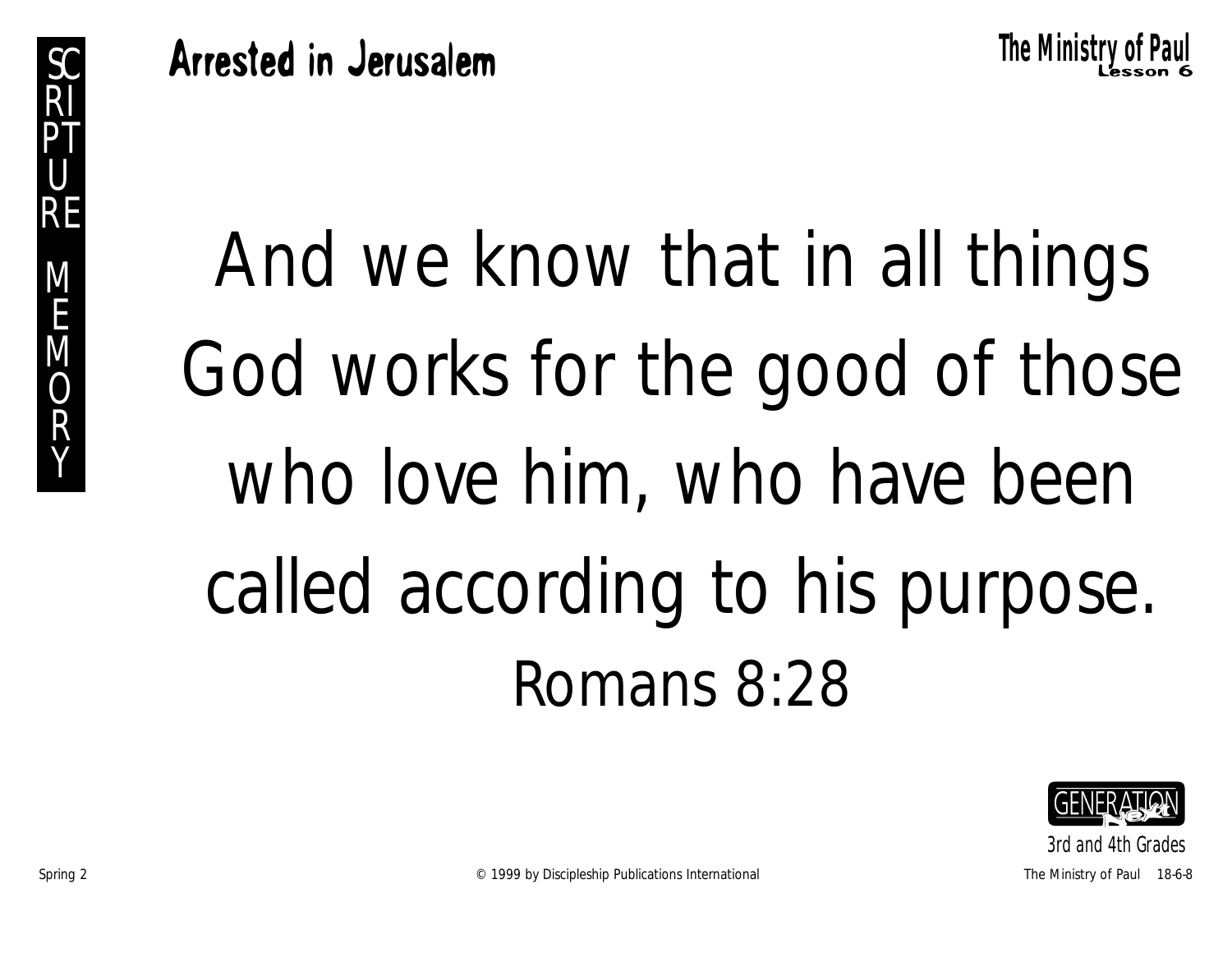SCRIPTURE MEMORY

# Arrested in Jerusalem

The Ministry of Paul
Lesson 6

And we know that in all things God works for the good of those who love him, who have been called according to his purpose.

Romans 8:28

GENERATION next
3rd and 4th Grades

Spring 2 © 1999 by Discipleship Publications International The Ministry of Paul 18-6-8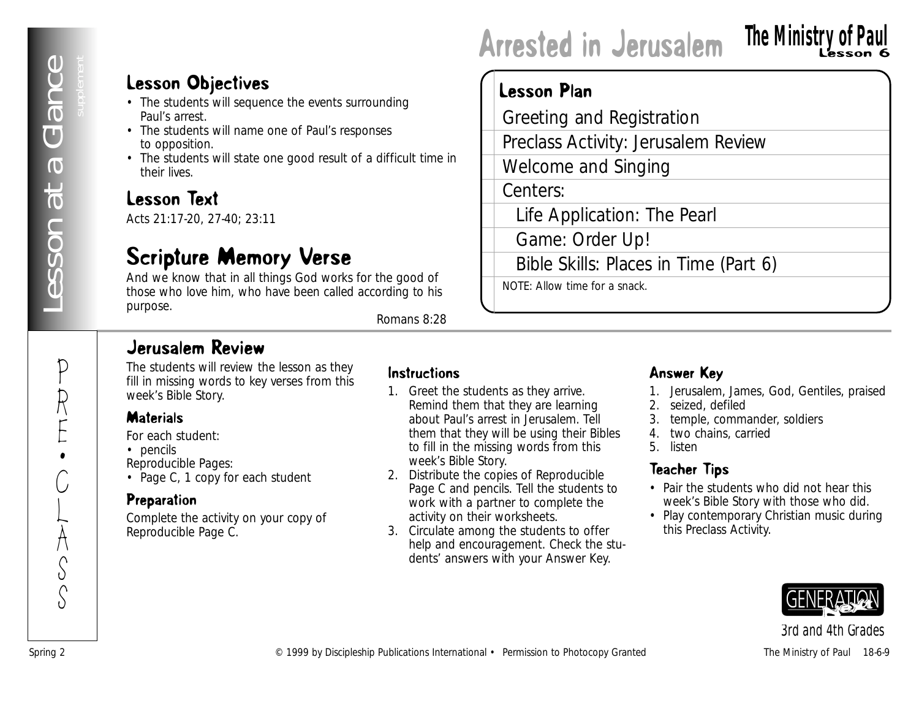# Arrested in Jerusalem

**The Ministry of Paul** Lesson 6

Lesson at a Glance supplement

## Lesson Objectives

- The students will sequence the events surrounding Paul's arrest.
- The students will name one of Paul's responses to opposition.
- The students will state one good result of a difficult time in their lives.

## Lesson Text

Acts 21:17-20, 27-40; 23:11

## Scripture Memory Verse

And we know that in all things God works for the good of those who love him, who have been called according to his purpose.

Romans 8:28

## Lesson Plan

- Greeting and Registration
- Preclass Activity: Jerusalem Review
- Welcome and Singing
- Centers:
  - Life Application: The Pearl
  - Game: Order Up!
  - Bible Skills: Places in Time (Part 6)

NOTE: Allow time for a snack.

PRE•CLASS

## Jerusalem Review

The students will review the lesson as they fill in missing words to key verses from this week's Bible Story.

### Materials

For each student:
- pencils

Reproducible Pages:
- Page C, 1 copy for each student

### Preparation

Complete the activity on your copy of Reproducible Page C.

### Instructions

1. Greet the students as they arrive. Remind them that they are learning about Paul's arrest in Jerusalem. Tell them that they will be using their Bibles to fill in the missing words from this week's Bible Story.
2. Distribute the copies of Reproducible Page C and pencils. Tell the students to work with a partner to complete the activity on their worksheets.
3. Circulate among the students to offer help and encouragement. Check the students' answers with your Answer Key.

### Answer Key

1. Jerusalem, James, God, Gentiles, praised
2. seized, defiled
3. temple, commander, soldiers
4. two chains, carried
5. listen

### Teacher Tips

- Pair the students who did not hear this week's Bible Story with those who did.
- Play contemporary Christian music during this Preclass Activity.

GENERATION Next
3rd and 4th Grades

Spring 2 © 1999 by Discipleship Publications International • Permission to Photocopy Granted The Ministry of Paul 18-6-9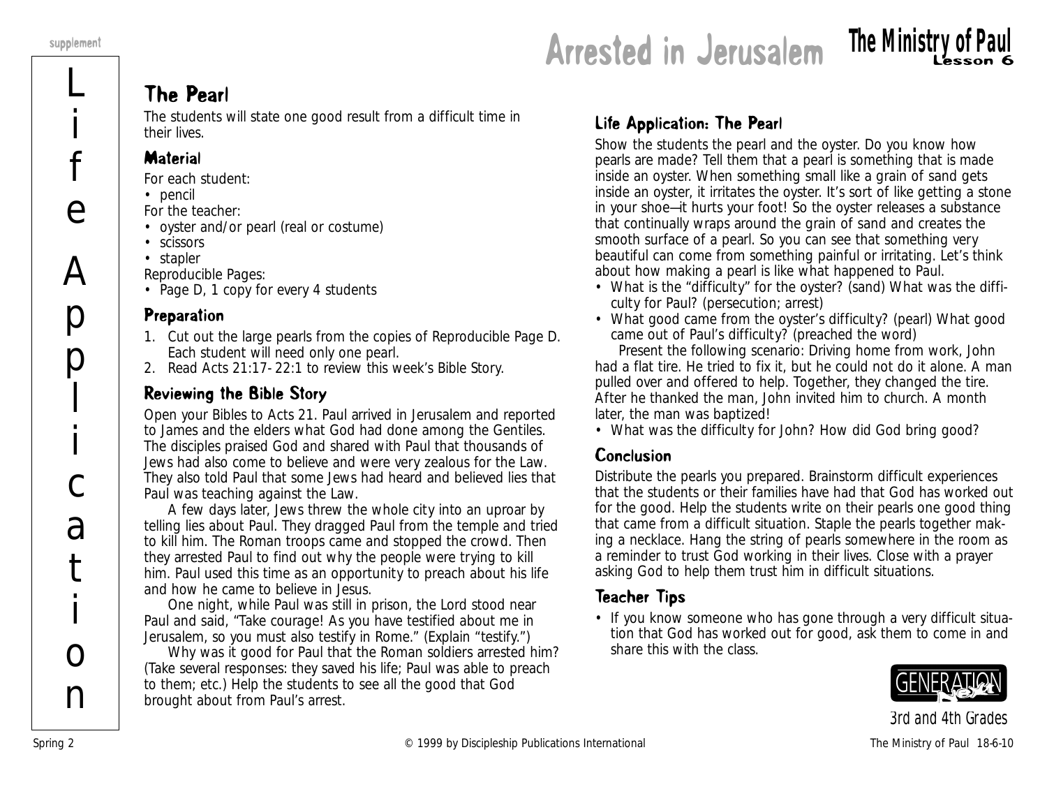# Arrested in Jerusalem

## The Pearl

The students will state one good result from a difficult time in their lives.

### Material

For each student:

- pencil

For the teacher:

- oyster and/or pearl (real or costume)
- scissors
- stapler

Reproducible Pages:

- Page D, 1 copy for every 4 students

### Preparation

1. Cut out the large pearls from the copies of Reproducible Page D. Each student will need only one pearl.
2. Read Acts 21:17-22:1 to review this week's Bible Story.

### Reviewing the Bible Story

Open your Bibles to Acts 21. Paul arrived in Jerusalem and reported to James and the elders what God had done among the Gentiles. The disciples praised God and shared with Paul that thousands of Jews had also come to believe and were very zealous for the Law. They also told Paul that some Jews had heard and believed lies that Paul was teaching against the Law.

A few days later, Jews threw the whole city into an uproar by telling lies about Paul. They dragged Paul from the temple and tried to kill him. The Roman troops came and stopped the crowd. Then they arrested Paul to find out why the people were trying to kill him. Paul used this time as an opportunity to preach about his life and how he came to believe in Jesus.

One night, while Paul was still in prison, the Lord stood near Paul and said, "Take courage! As you have testified about me in Jerusalem, so you must also testify in Rome." (Explain "testify.")

Why was it good for Paul that the Roman soldiers arrested him? (Take several responses: they saved his life; Paul was able to preach to them; etc.) Help the students to see all the good that God brought about from Paul's arrest.

### Life Application: The Pearl

Show the students the pearl and the oyster. Do you know how pearls are made? Tell them that a pearl is something that is made inside an oyster. When something small like a grain of sand gets inside an oyster, it irritates the oyster. It's sort of like getting a stone in your shoe—it hurts your foot! So the oyster releases a substance that continually wraps around the grain of sand and creates the smooth surface of a pearl. So you can see that something very beautiful can come from something painful or irritating. Let's think about how making a pearl is like what happened to Paul.

- What is the "difficulty" for the oyster? (sand) What was the difficulty for Paul? (persecution; arrest)
- What good came from the oyster's difficulty? (pearl) What good came out of Paul's difficulty? (preached the word)

Present the following scenario: Driving home from work, John had a flat tire. He tried to fix it, but he could not do it alone. A man pulled over and offered to help. Together, they changed the tire. After he thanked the man, John invited him to church. A month later, the man was baptized!

- What was the difficulty for John? How did God bring good?

### Conclusion

Distribute the pearls you prepared. Brainstorm difficult experiences that the students or their families have had that God has worked out for the good. Help the students write on their pearls one good thing that came from a difficult situation. Staple the pearls together making a necklace. Hang the string of pearls somewhere in the room as a reminder to trust God working in their lives. Close with a prayer asking God to help them trust him in difficult situations.

### Teacher Tips

- If you know someone who has gone through a very difficult situation that God has worked out for good, ask them to come in and share this with the class.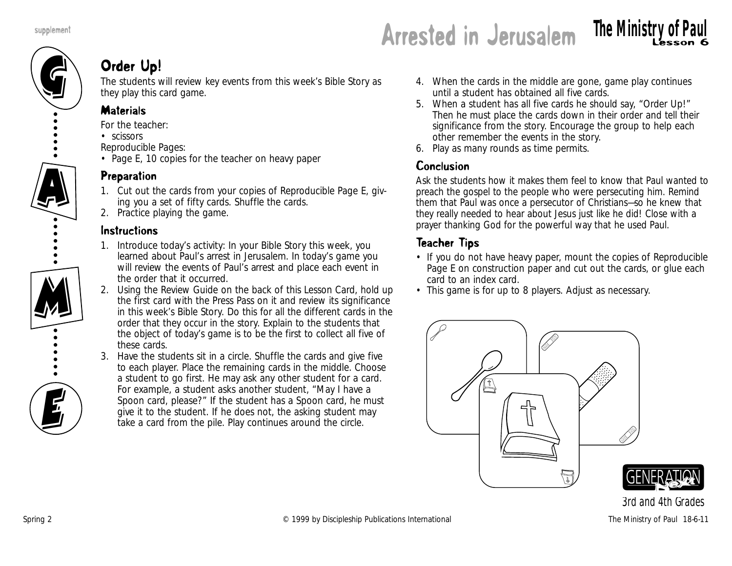# Arrested in Jerusalem

## Order Up!

The students will review key events from this week's Bible Story as they play this card game.

### Materials

For the teacher:

- scissors

Reproducible Pages:

- Page E, 10 copies for the teacher on heavy paper

### Preparation

1. Cut out the cards from your copies of Reproducible Page E, giving you a set of fifty cards. Shuffle the cards.
2. Practice playing the game.

### Instructions

1. Introduce today's activity: In your Bible Story this week, you learned about Paul's arrest in Jerusalem. In today's game you will review the events of Paul's arrest and place each event in the order that it occurred.
2. Using the Review Guide on the back of this Lesson Card, hold up the first card with the Press Pass on it and review its significance in this week's Bible Story. Do this for all the different cards in the order that they occur in the story. Explain to the students that the object of today's game is to be the first to collect all five of these cards.
3. Have the students sit in a circle. Shuffle the cards and give five to each player. Place the remaining cards in the middle. Choose a student to go first. He may ask any other student for a card. For example, a student asks another student, "May I have a Spoon card, please?" If the student has a Spoon card, he must give it to the student. If he does not, the asking student may take a card from the pile. Play continues around the circle.
4. When the cards in the middle are gone, game play continues until a student has obtained all five cards.
5. When a student has all five cards he should say, "Order Up!" Then he must place the cards down in their order and tell their significance from the story. Encourage the group to help each other remember the events in the story.
6. Play as many rounds as time permits.

### Conclusion

Ask the students how it makes them feel to know that Paul wanted to preach the gospel to the people who were persecuting him. Remind them that Paul was once a persecutor of Christians—so he knew that they really needed to hear about Jesus just like he did! Close with a prayer thanking God for the powerful way that he used Paul.

### Teacher Tips

- If you do not have heavy paper, mount the copies of Reproducible Page E on construction paper and cut out the cards, or glue each card to an index card.
- This game is for up to 8 players. Adjust as necessary.

3rd and 4th Grades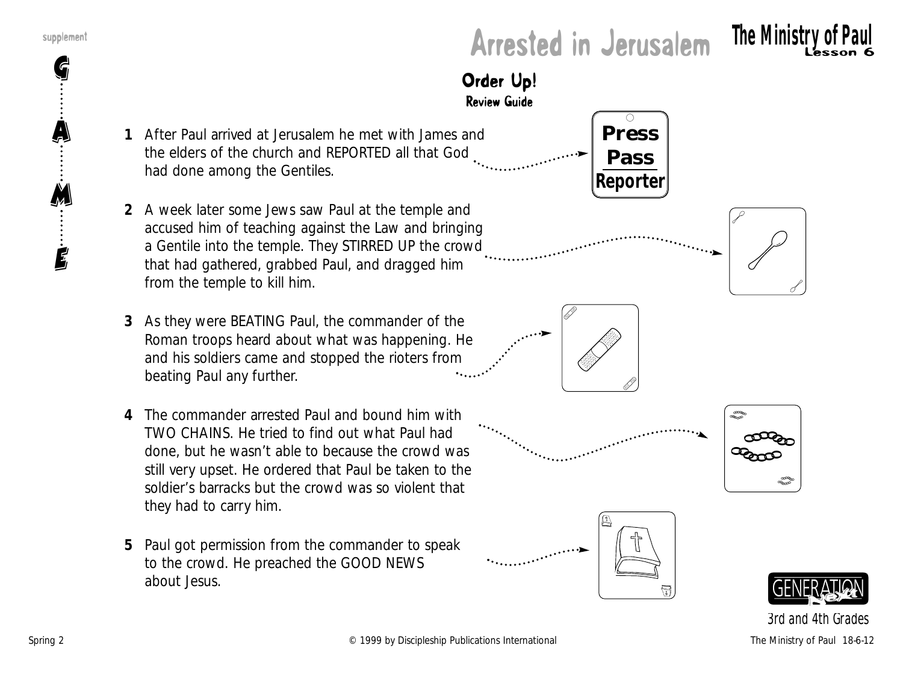# Arrested in Jerusalem

## Order Up!

### Review Guide

**1** After Paul arrived at Jerusalem he met with James and the elders of the church and REPORTED all that God had done among the Gentiles.

Press Pass Reporter

**2** A week later some Jews saw Paul at the temple and accused him of teaching against the Law and bringing a Gentile into the temple. They STIRRED UP the crowd that had gathered, grabbed Paul, and dragged him from the temple to kill him.

**3** As they were BEATING Paul, the commander of the Roman troops heard about what was happening. He and his soldiers came and stopped the rioters from beating Paul any further.

**4** The commander arrested Paul and bound him with TWO CHAINS. He tried to find out what Paul had done, but he wasn't able to because the crowd was still very upset. He ordered that Paul be taken to the soldier's barracks but the crowd was so violent that they had to carry him.

**5** Paul got permission from the commander to speak to the crowd. He preached the GOOD NEWS about Jesus.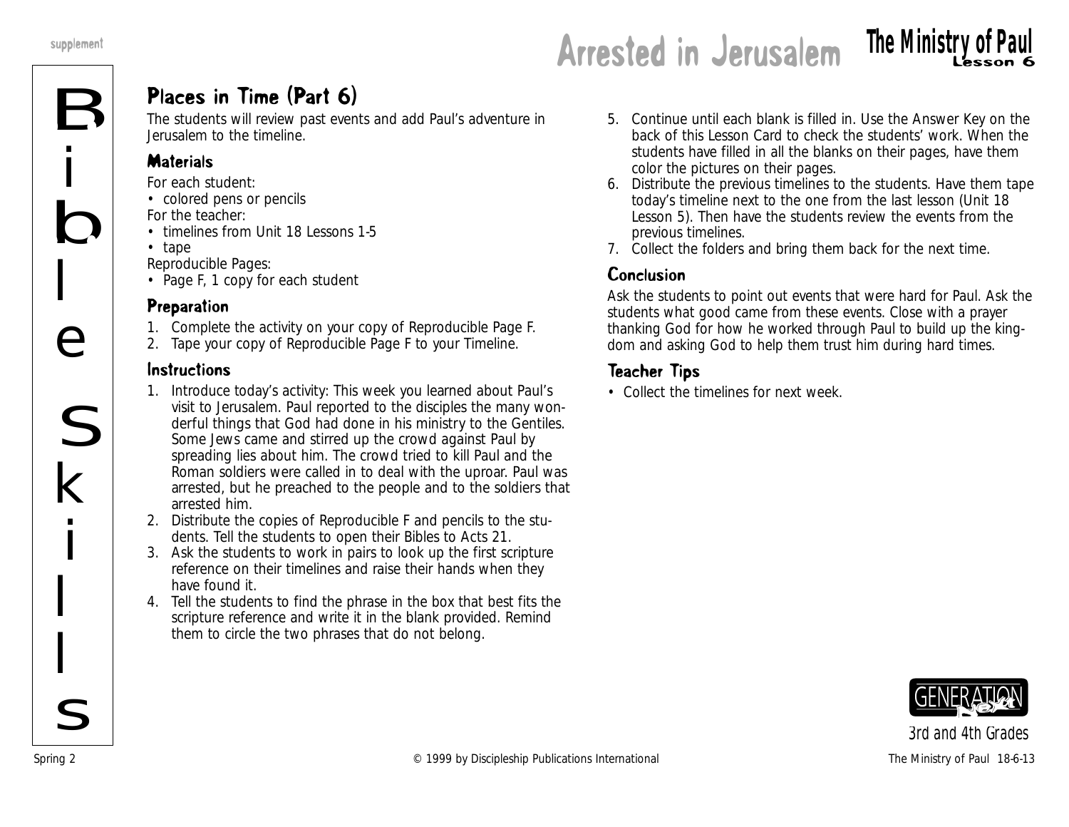# Arrested in Jerusalem

## Places in Time (Part 6)

The students will review past events and add Paul's adventure in Jerusalem to the timeline.

### Materials

For each student:
- colored pens or pencils

For the teacher:
- timelines from Unit 18 Lessons 1-5
- tape

Reproducible Pages:
- Page F, 1 copy for each student

### Preparation

1. Complete the activity on your copy of Reproducible Page F.
2. Tape your copy of Reproducible Page F to your Timeline.

### Instructions

1. Introduce today's activity: This week you learned about Paul's visit to Jerusalem. Paul reported to the disciples the many wonderful things that God had done in his ministry to the Gentiles. Some Jews came and stirred up the crowd against Paul by spreading lies about him. The crowd tried to kill Paul and the Roman soldiers were called in to deal with the uproar. Paul was arrested, but he preached to the people and to the soldiers that arrested him.
2. Distribute the copies of Reproducible F and pencils to the students. Tell the students to open their Bibles to Acts 21.
3. Ask the students to work in pairs to look up the first scripture reference on their timelines and raise their hands when they have found it.
4. Tell the students to find the phrase in the box that best fits the scripture reference and write it in the blank provided. Remind them to circle the two phrases that do not belong.
5. Continue until each blank is filled in. Use the Answer Key on the back of this Lesson Card to check the students' work. When the students have filled in all the blanks on their pages, have them color the pictures on their pages.
6. Distribute the previous timelines to the students. Have them tape today's timeline next to the one from the last lesson (Unit 18 Lesson 5). Then have the students review the events from the previous timelines.
7. Collect the folders and bring them back for the next time.

### Conclusion

Ask the students to point out events that were hard for Paul. Ask the students what good came from these events. Close with a prayer thanking God for how he worked through Paul to build up the kingdom and asking God to help them trust him during hard times.

### Teacher Tips

- Collect the timelines for next week.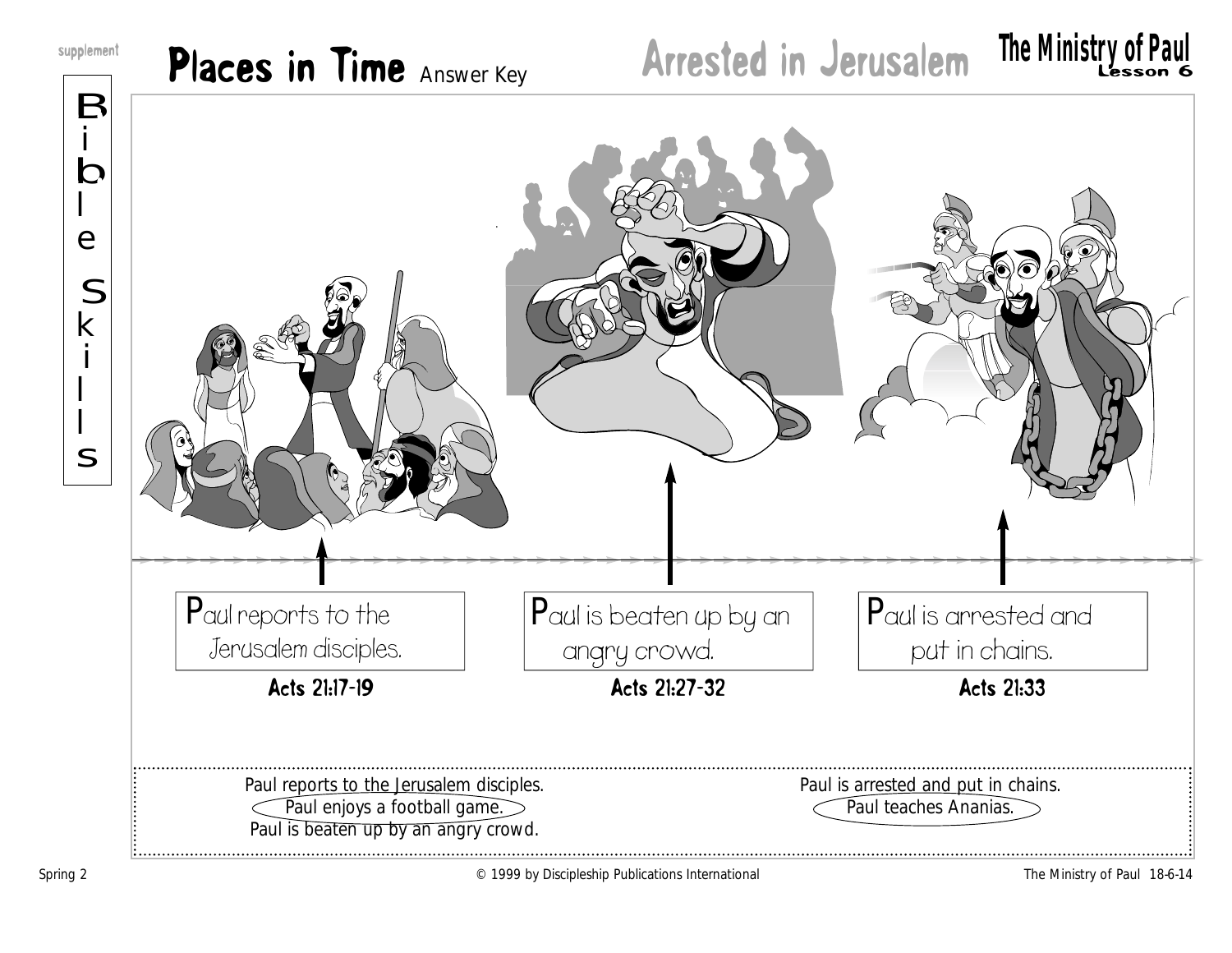supplement

# Places in Time Answer Key

## Arrested in Jerusalem

**The Ministry of Paul** Lesson 6

Bible Skills

Paul reports to the Jerusalem disciples.
**Acts 21:17-19**

Paul is beaten up by an angry crowd.
**Acts 21:27-32**

Paul is arrested and put in chains.
**Acts 21:33**

Paul reports to the Jerusalem disciples.
Paul enjoys a football game.
Paul is beaten up by an angry crowd.

Paul is arrested and put in chains.
Paul teaches Ananias.

Spring 2 © 1999 by Discipleship Publications International The Ministry of Paul 18-6-14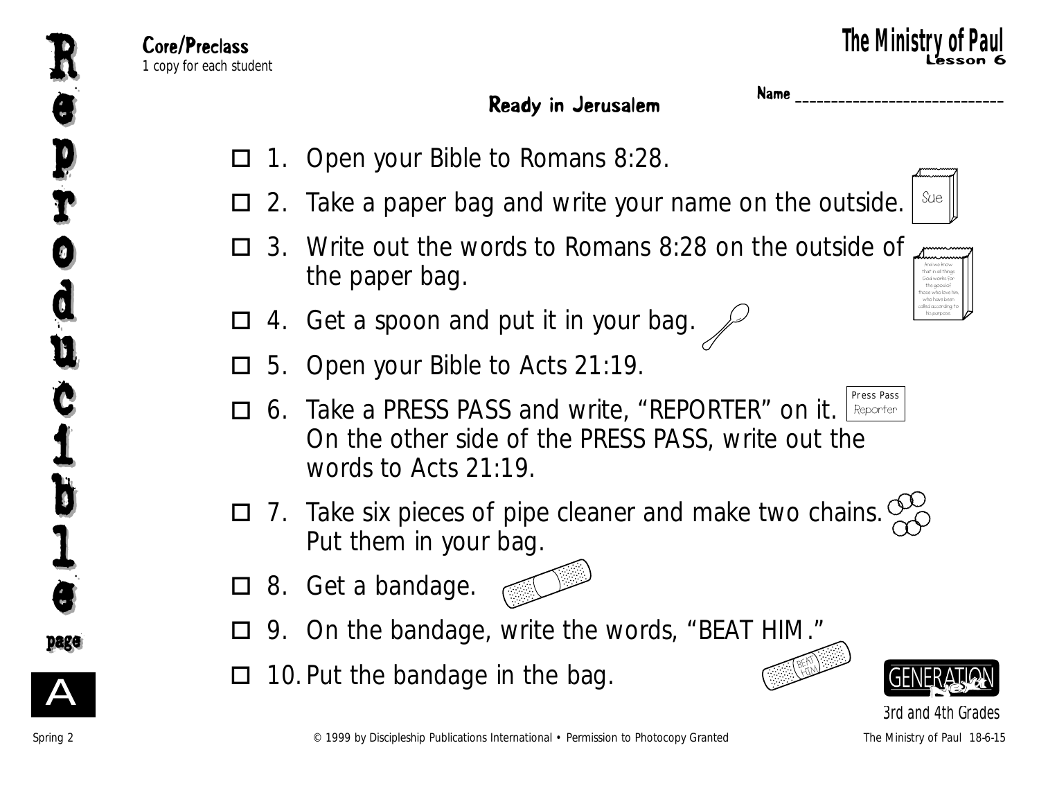**Core/Preclass**
*1 copy for each student*

# Ready in Jerusalem

Name ______________________________

- ☐ 1. Open your Bible to Romans 8:28.
- ☐ 2. Take a paper bag and write your name on the outside.
- ☐ 3. Write out the words to Romans 8:28 on the outside of the paper bag.
- ☐ 4. Get a spoon and put it in your bag.
- ☐ 5. Open your Bible to Acts 21:19.
- ☐ 6. Take a PRESS PASS and write, "REPORTER" on it. On the other side of the PRESS PASS, write out the words to Acts 21:19.
- ☐ 7. Take six pieces of pipe cleaner and make two chains. Put them in your bag.
- ☐ 8. Get a bandage.
- ☐ 9. On the bandage, write the words, "BEAT HIM."
- ☐ 10. Put the bandage in the bag.

Reproducible page A

3rd and 4th Grades

© 1999 by Discipleship Publications International • Permission to Photocopy Granted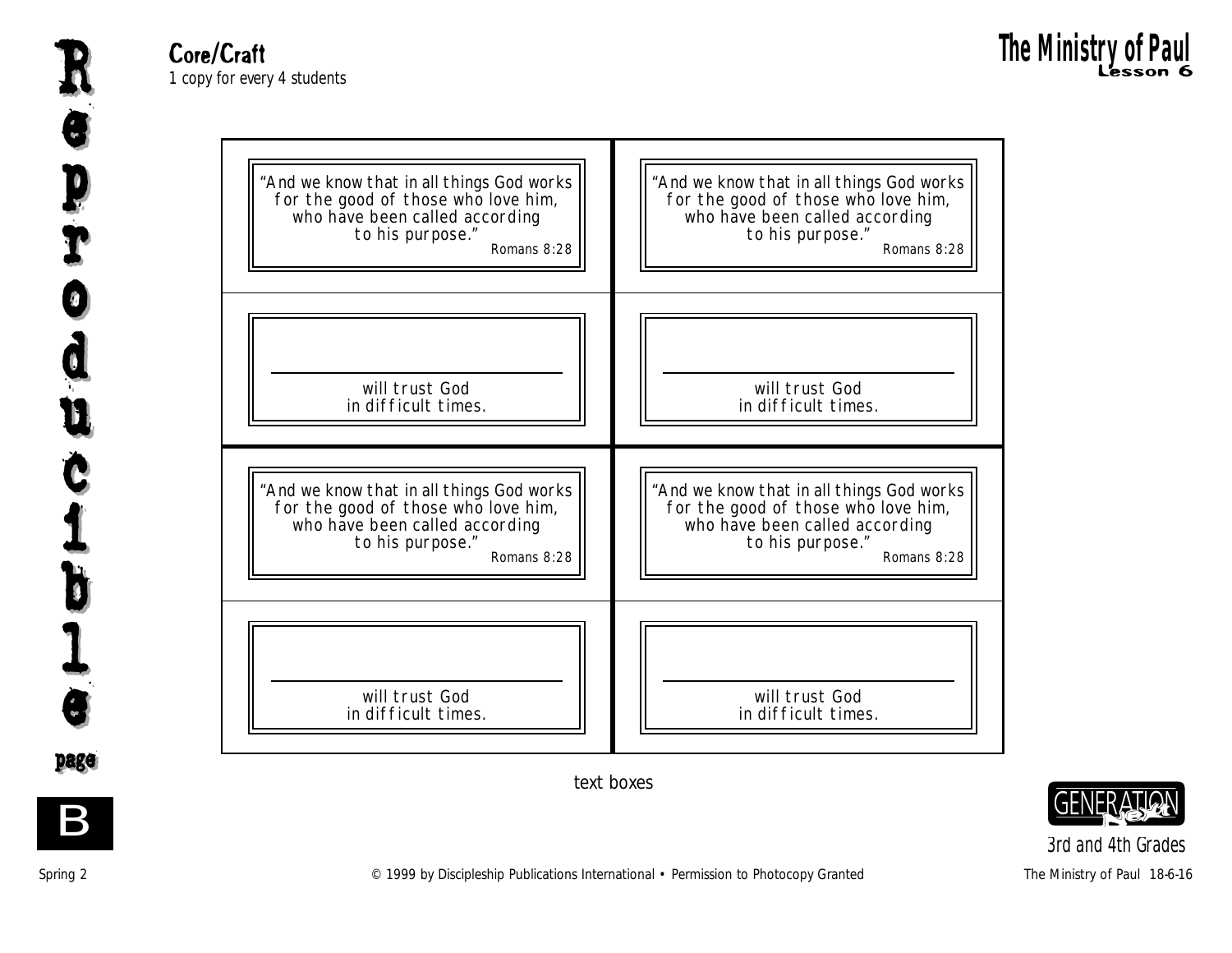**Core/Craft**

*1 copy for every 4 students*

**The Ministry of Paul**
**Lesson 6**

"And we know that in all things God works for the good of those who love him, who have been called according to his purpose."
Romans 8:28

"And we know that in all things God works for the good of those who love him, who have been called according to his purpose."
Romans 8:28

____________________
will trust God in difficult times.

____________________
will trust God in difficult times.

"And we know that in all things God works for the good of those who love him, who have been called according to his purpose."
Romans 8:28

"And we know that in all things God works for the good of those who love him, who have been called according to his purpose."
Romans 8:28

____________________
will trust God in difficult times.

____________________
will trust God in difficult times.

text boxes

Reproducible page B

3rd and 4th Grades

Spring 2 © 1999 by Discipleship Publications International • Permission to Photocopy Granted The Ministry of Paul 18-6-16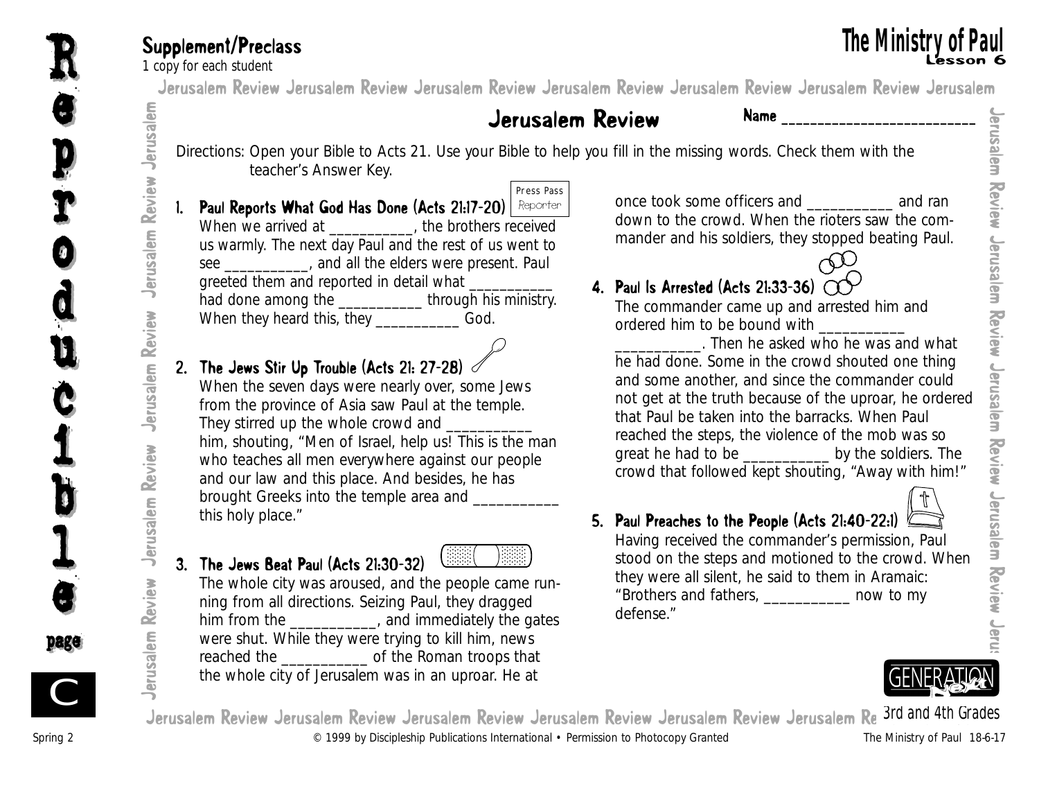## Supplement/Preclass

1 copy for each student

# The Ministry of Paul

Lesson 6

## Jerusalem Review

Name ___________________________

Directions: Open your Bible to Acts 21. Use your Bible to help you fill in the missing words. Check them with the teacher's Answer Key.

### 1. Paul Reports What God Has Done (Acts 21:17-20)

Press Pass Reporter

When we arrived at ___________, the brothers received us warmly. The next day Paul and the rest of us went to see ___________, and all the elders were present. Paul greeted them and reported in detail what ___________ had done among the ___________ through his ministry. When they heard this, they ___________ God.

### 2. The Jews Stir Up Trouble (Acts 21: 27-28)

When the seven days were nearly over, some Jews from the province of Asia saw Paul at the temple. They stirred up the whole crowd and ___________ him, shouting, "Men of Israel, help us! This is the man who teaches all men everywhere against our people and our law and this place. And besides, he has brought Greeks into the temple area and ___________ this holy place."

### 3. The Jews Beat Paul (Acts 21:30-32)

The whole city was aroused, and the people came running from all directions. Seizing Paul, they dragged him from the ___________, and immediately the gates were shut. While they were trying to kill him, news reached the ___________ of the Roman troops that the whole city of Jerusalem was in an uproar. He at once took some officers and ___________ and ran down to the crowd. When the rioters saw the commander and his soldiers, they stopped beating Paul.

### 4. Paul Is Arrested (Acts 21:33-36)

The commander came up and arrested him and ordered him to be bound with ___________ ___________. Then he asked who he was and what he had done. Some in the crowd shouted one thing and some another, and since the commander could not get at the truth because of the uproar, he ordered that Paul be taken into the barracks. When Paul reached the steps, the violence of the mob was so great he had to be ___________ by the soldiers. The crowd that followed kept shouting, "Away with him!"

### 5. Paul Preaches to the People (Acts 21:40-22:1)

Having received the commander's permission, Paul stood on the steps and motioned to the crowd. When they were all silent, he said to them in Aramaic: "Brothers and fathers, ___________ now to my defense."

3rd and 4th Grades

Spring 2 © 1999 by Discipleship Publications International • Permission to Photocopy Granted The Ministry of Paul 18-6-17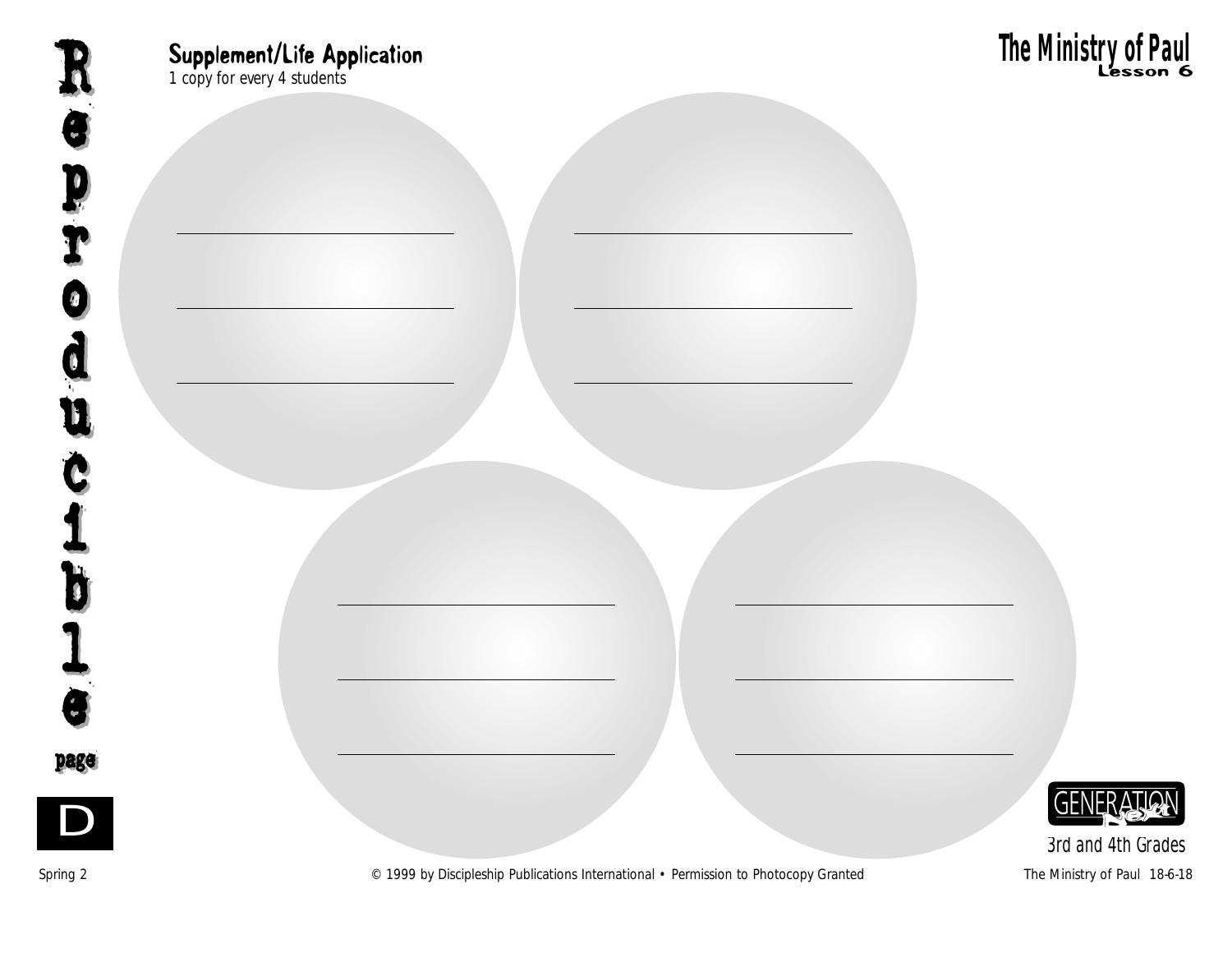## Supplement/Life Application

*1 copy for every 4 students*

# The Ministry of Paul

**Lesson 6**

Reproducible page D

______________________________

______________________________

______________________________

______________________________

______________________________

______________________________

______________________________

______________________________

______________________________

______________________________

______________________________

______________________________

GENERATION next

3rd and 4th Grades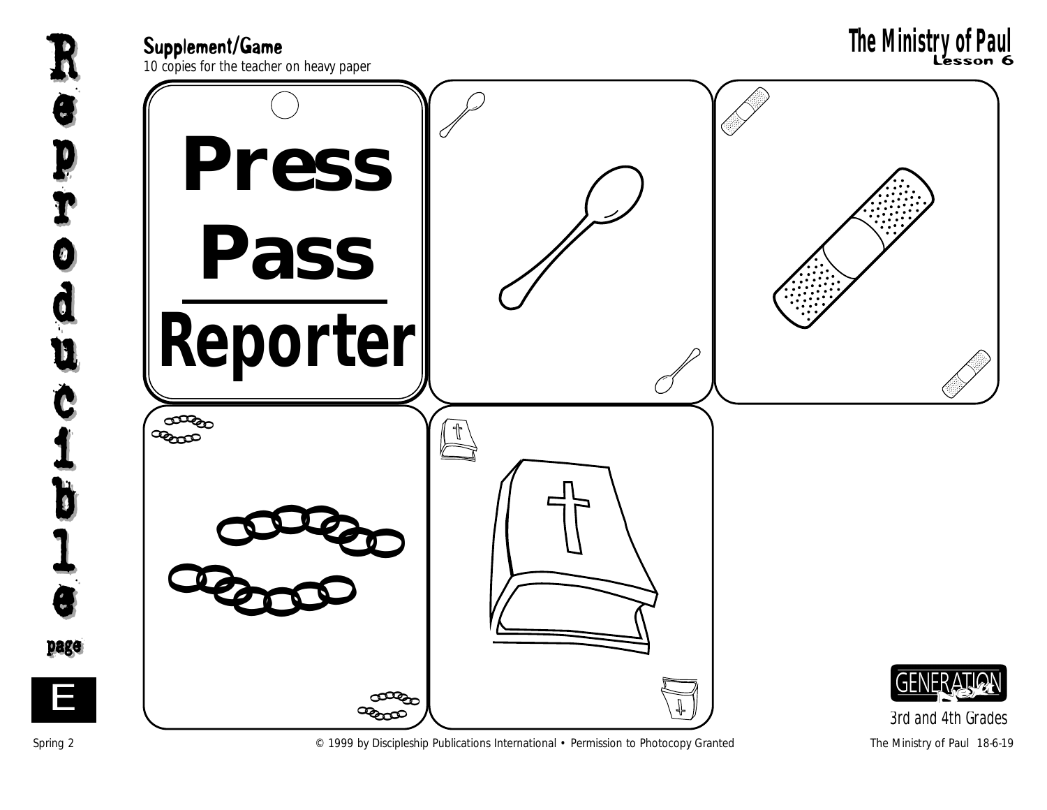## Supplement/Game

*10 copies for the teacher on heavy paper*

# Press Pass

# Reporter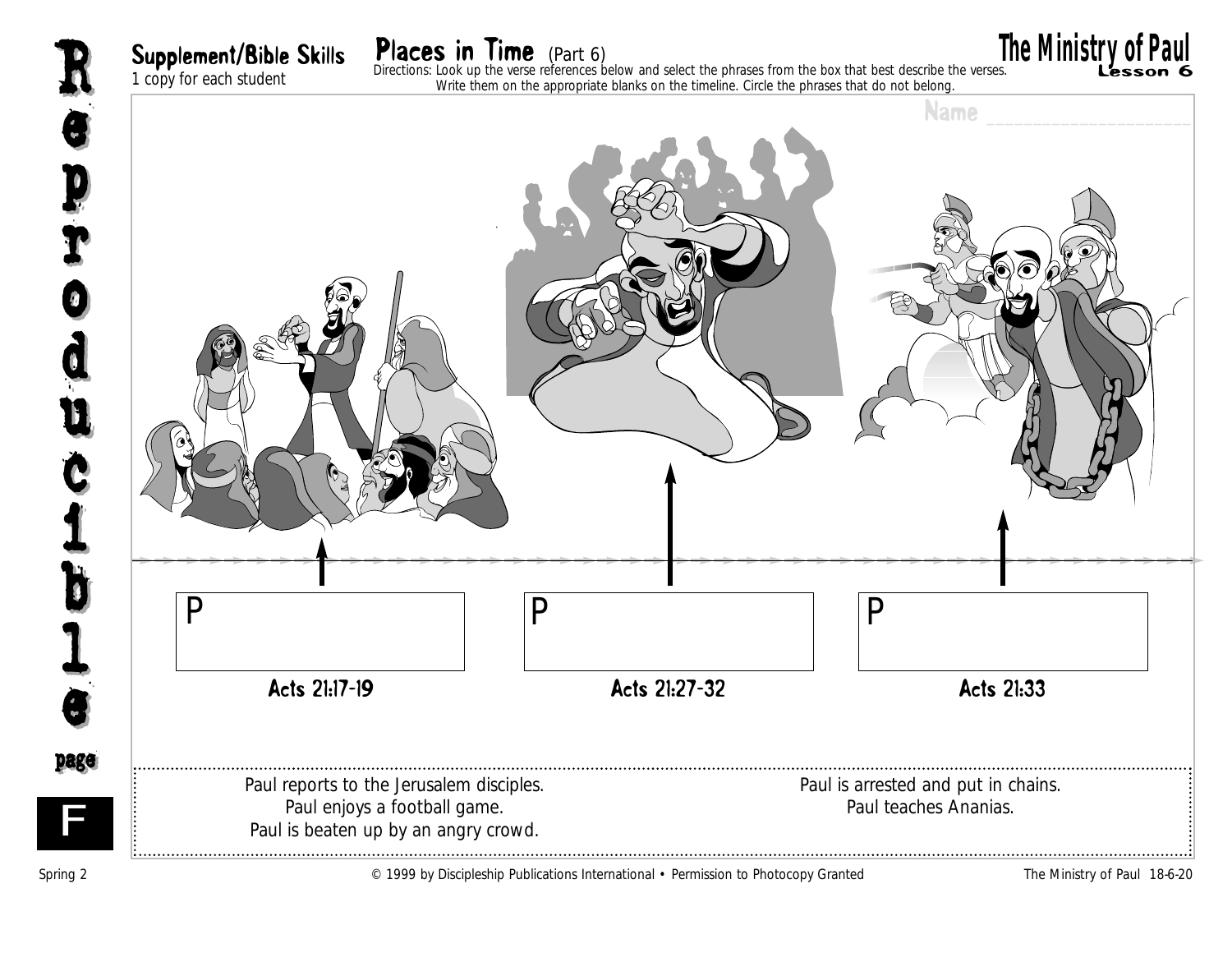**Supplement/Bible Skills**
1 copy for each student

# Places in Time (Part 6)

Directions: Look up the verse references below and select the phrases from the box that best describe the verses. Write them on the appropriate blanks on the timeline. Circle the phrases that do not belong.

## The Ministry of Paul
**Lesson 6**

Name ____________________

P

**Acts 21:17-19**

P

**Acts 21:27-32**

P

**Acts 21:33**

Paul reports to the Jerusalem disciples.
Paul enjoys a football game.
Paul is beaten up by an angry crowd.
Paul is arrested and put in chains.
Paul teaches Ananias.

Reproducible page F

© 1999 by Discipleship Publications International • Permission to Photocopy Granted